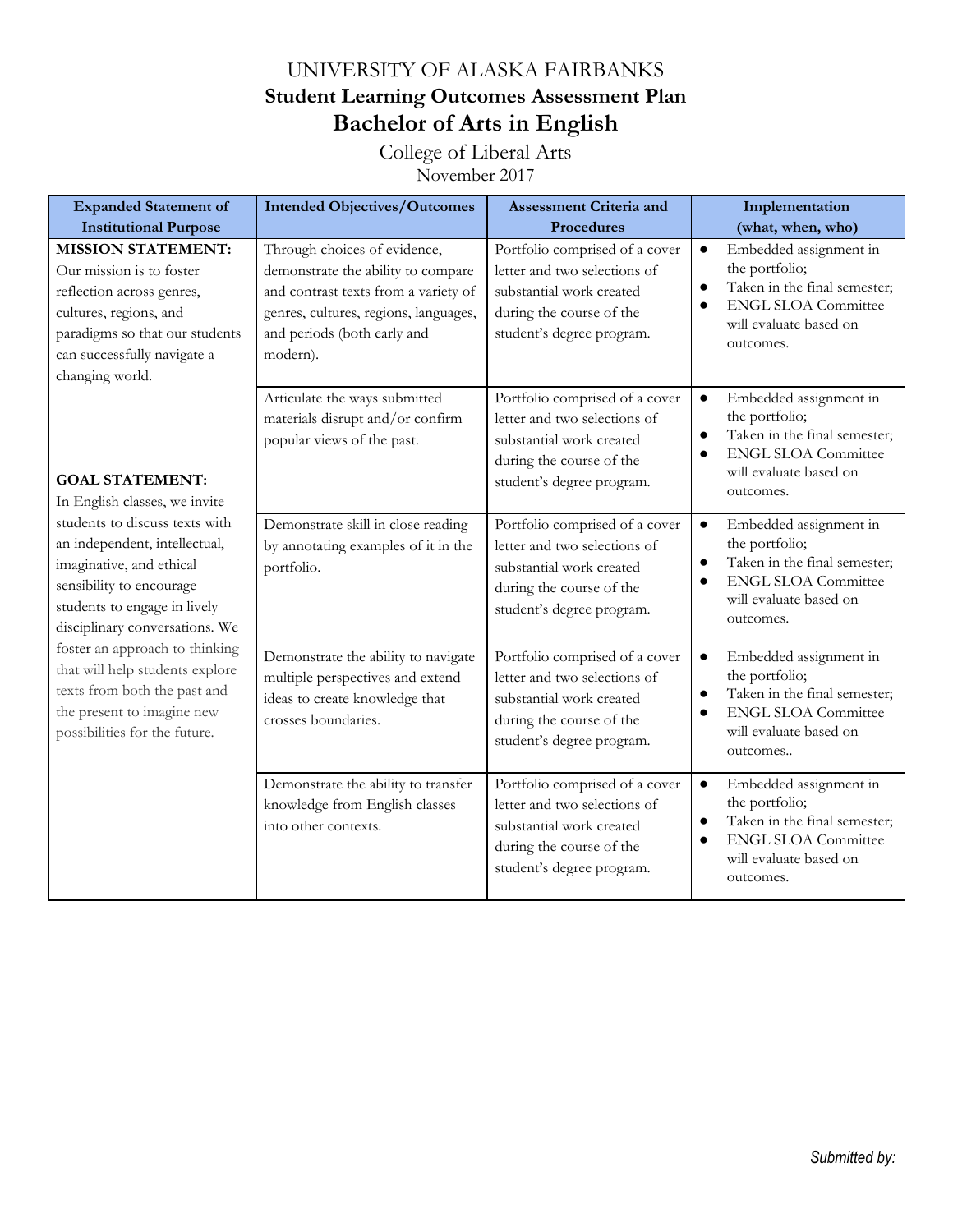# UNIVERSITY OF ALASKA FAIRBANKS

## Student Learning Outcomes Assessment Plan

## Bachelor of Arts in English

College of Liberal Arts

November 2017

| Expanded Statement of Institutional Purpose | Intended Objectives/Outcomes | Assessment Criteria and Procedures | Implementation (what, when, who) |
|---|---|---|---|
| **MISSION STATEMENT:** Our mission is to foster reflection across genres, cultures, regions, and paradigms so that our students can successfully navigate a changing world.<br><br>**GOAL STATEMENT:** In English classes, we invite students to discuss texts with an independent, intellectual, imaginative, and ethical sensibility to encourage students to engage in lively disciplinary conversations. We foster an approach to thinking that will help students explore texts from both the past and the present to imagine new possibilities for the future. | Through choices of evidence, demonstrate the ability to compare and contrast texts from a variety of genres, cultures, regions, languages, and periods (both early and modern). | Portfolio comprised of a cover letter and two selections of substantial work created during the course of the student's degree program. | • Embedded assignment in the portfolio;<br>• Taken in the final semester;<br>• ENGL SLOA Committee will evaluate based on outcomes. |
| | Articulate the ways submitted materials disrupt and/or confirm popular views of the past. | Portfolio comprised of a cover letter and two selections of substantial work created during the course of the student's degree program. | • Embedded assignment in the portfolio;<br>• Taken in the final semester;<br>• ENGL SLOA Committee will evaluate based on outcomes. |
| | Demonstrate skill in close reading by annotating examples of it in the portfolio. | Portfolio comprised of a cover letter and two selections of substantial work created during the course of the student's degree program. | • Embedded assignment in the portfolio;<br>• Taken in the final semester;<br>• ENGL SLOA Committee will evaluate based on outcomes. |
| | Demonstrate the ability to navigate multiple perspectives and extend ideas to create knowledge that crosses boundaries. | Portfolio comprised of a cover letter and two selections of substantial work created during the course of the student's degree program. | • Embedded assignment in the portfolio;<br>• Taken in the final semester;<br>• ENGL SLOA Committee will evaluate based on outcomes.. |
| | Demonstrate the ability to transfer knowledge from English classes into other contexts. | Portfolio comprised of a cover letter and two selections of substantial work created during the course of the student's degree program. | • Embedded assignment in the portfolio;<br>• Taken in the final semester;<br>• ENGL SLOA Committee will evaluate based on outcomes. |

*Submitted by:*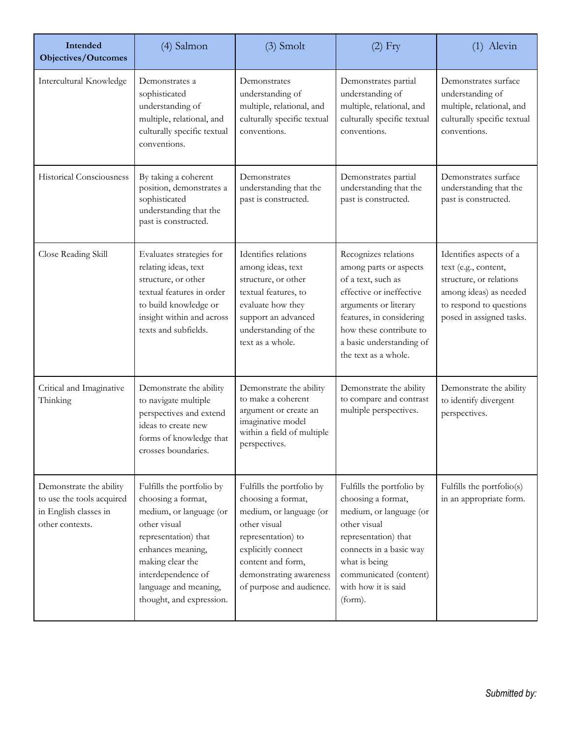| **Intended Objectives/Outcomes** | (4) Salmon | (3) Smolt | (2) Fry | (1) Alevin |
|---|---|---|---|---|
| Intercultural Knowledge | Demonstrates a sophisticated understanding of multiple, relational, and culturally specific textual conventions. | Demonstrates understanding of multiple, relational, and culturally specific textual conventions. | Demonstrates partial understanding of multiple, relational, and culturally specific textual conventions. | Demonstrates surface understanding of multiple, relational, and culturally specific textual conventions. |
| Historical Consciousness | By taking a coherent position, demonstrates a sophisticated understanding that the past is constructed. | Demonstrates understanding that the past is constructed. | Demonstrates partial understanding that the past is constructed. | Demonstrates surface understanding that the past is constructed. |
| Close Reading Skill | Evaluates strategies for relating ideas, text structure, or other textual features in order to build knowledge or insight within and across texts and subfields. | Identifies relations among ideas, text structure, or other textual features, to evaluate how they support an advanced understanding of the text as a whole. | Recognizes relations among parts or aspects of a text, such as effective or ineffective arguments or literary features, in considering how these contribute to a basic understanding of the text as a whole. | Identifies aspects of a text (e.g., content, structure, or relations among ideas) as needed to respond to questions posed in assigned tasks. |
| Critical and Imaginative Thinking | Demonstrate the ability to navigate multiple perspectives and extend ideas to create new forms of knowledge that crosses boundaries. | Demonstrate the ability to make a coherent argument or create an imaginative model within a field of multiple perspectives. | Demonstrate the ability to compare and contrast multiple perspectives. | Demonstrate the ability to identify divergent perspectives. |
| Demonstrate the ability to use the tools acquired in English classes in other contexts. | Fulfills the portfolio by choosing a format, medium, or language (or other visual representation) that enhances meaning, making clear the interdependence of language and meaning, thought, and expression. | Fulfills the portfolio by choosing a format, medium, or language (or other visual representation) to explicitly connect content and form, demonstrating awareness of purpose and audience. | Fulfills the portfolio by choosing a format, medium, or language (or other visual representation) that connects in a basic way what is being communicated (content) with how it is said (form). | Fulfills the portfolio(s) in an appropriate form. |

*Submitted by:*